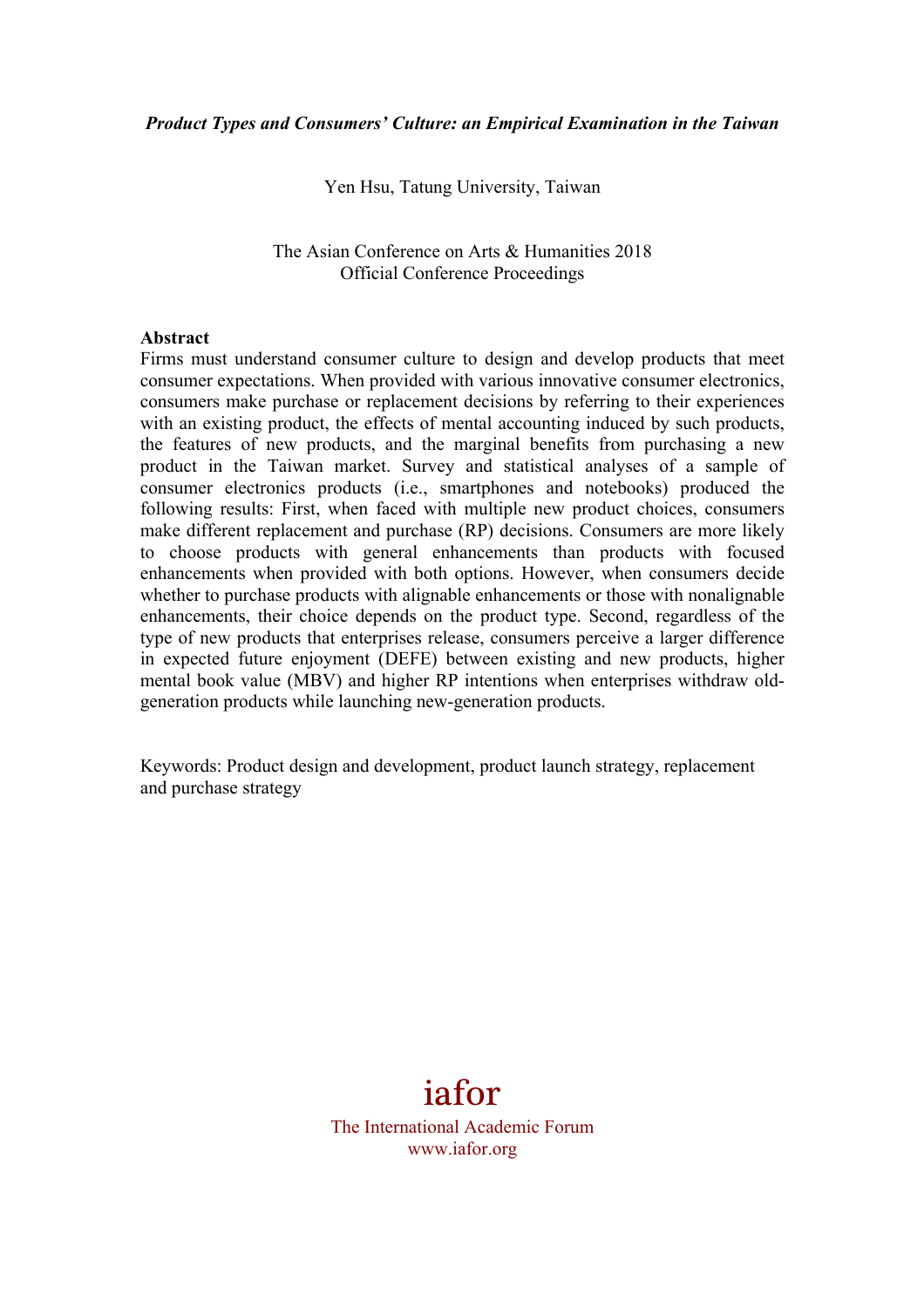*Product Types and Consumers' Culture: an Empirical Examination in the Taiwan*

Yen Hsu, Tatung University, Taiwan

The Asian Conference on Arts & Humanities 2018
Official Conference Proceedings

**Abstract**

Firms must understand consumer culture to design and develop products that meet consumer expectations. When provided with various innovative consumer electronics, consumers make purchase or replacement decisions by referring to their experiences with an existing product, the effects of mental accounting induced by such products, the features of new products, and the marginal benefits from purchasing a new product in the Taiwan market. Survey and statistical analyses of a sample of consumer electronics products (i.e., smartphones and notebooks) produced the following results: First, when faced with multiple new product choices, consumers make different replacement and purchase (RP) decisions. Consumers are more likely to choose products with general enhancements than products with focused enhancements when provided with both options. However, when consumers decide whether to purchase products with alignable enhancements or those with nonalignable enhancements, their choice depends on the product type. Second, regardless of the type of new products that enterprises release, consumers perceive a larger difference in expected future enjoyment (DEFE) between existing and new products, higher mental book value (MBV) and higher RP intentions when enterprises withdraw old-generation products while launching new-generation products.

Keywords: Product design and development, product launch strategy, replacement and purchase strategy

iafor
The International Academic Forum
www.iafor.org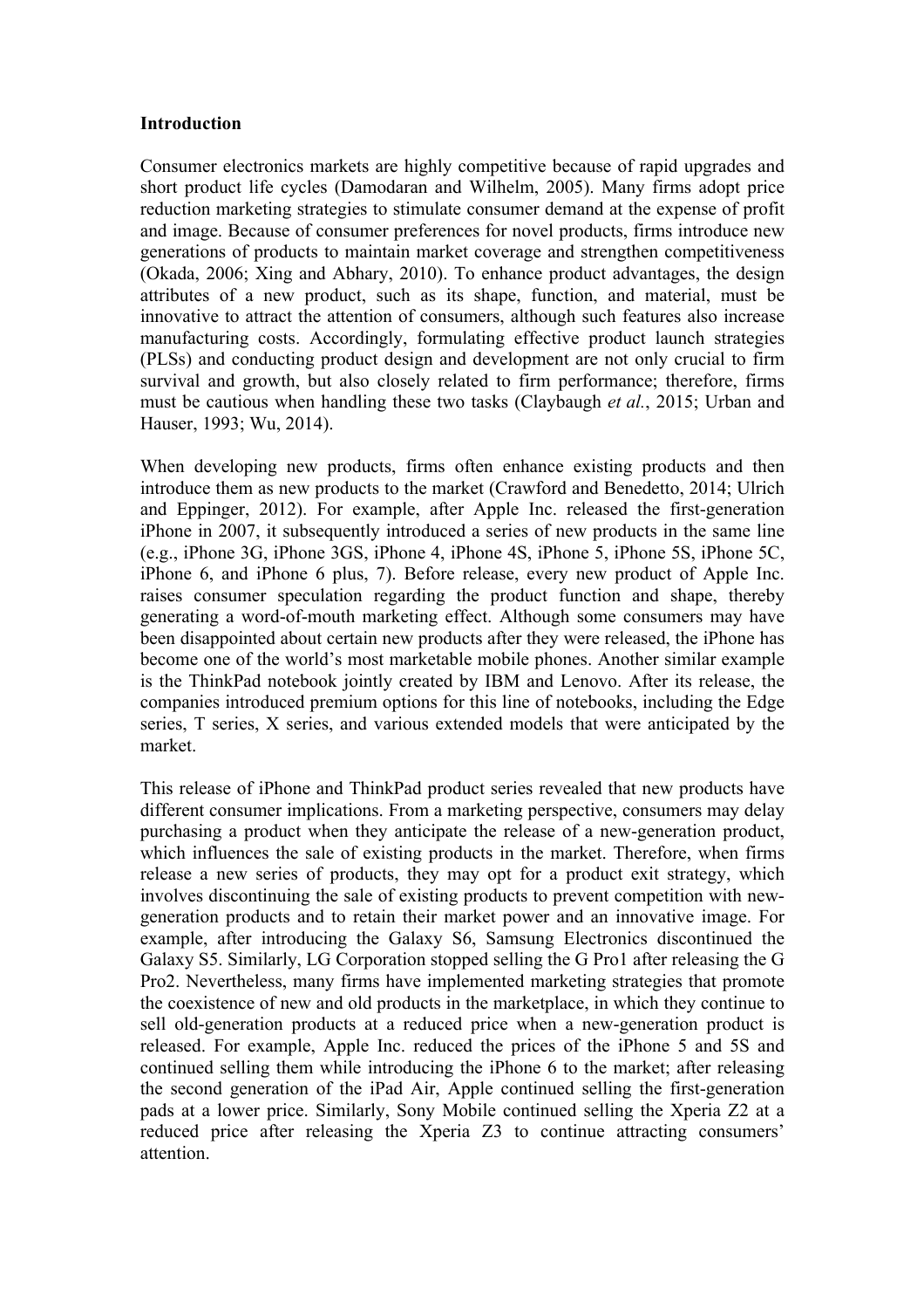## Introduction

Consumer electronics markets are highly competitive because of rapid upgrades and short product life cycles (Damodaran and Wilhelm, 2005). Many firms adopt price reduction marketing strategies to stimulate consumer demand at the expense of profit and image. Because of consumer preferences for novel products, firms introduce new generations of products to maintain market coverage and strengthen competitiveness (Okada, 2006; Xing and Abhary, 2010). To enhance product advantages, the design attributes of a new product, such as its shape, function, and material, must be innovative to attract the attention of consumers, although such features also increase manufacturing costs. Accordingly, formulating effective product launch strategies (PLSs) and conducting product design and development are not only crucial to firm survival and growth, but also closely related to firm performance; therefore, firms must be cautious when handling these two tasks (Claybaugh *et al.*, 2015; Urban and Hauser, 1993; Wu, 2014).

When developing new products, firms often enhance existing products and then introduce them as new products to the market (Crawford and Benedetto, 2014; Ulrich and Eppinger, 2012). For example, after Apple Inc. released the first-generation iPhone in 2007, it subsequently introduced a series of new products in the same line (e.g., iPhone 3G, iPhone 3GS, iPhone 4, iPhone 4S, iPhone 5, iPhone 5S, iPhone 5C, iPhone 6, and iPhone 6 plus, 7). Before release, every new product of Apple Inc. raises consumer speculation regarding the product function and shape, thereby generating a word-of-mouth marketing effect. Although some consumers may have been disappointed about certain new products after they were released, the iPhone has become one of the world's most marketable mobile phones. Another similar example is the ThinkPad notebook jointly created by IBM and Lenovo. After its release, the companies introduced premium options for this line of notebooks, including the Edge series, T series, X series, and various extended models that were anticipated by the market.

This release of iPhone and ThinkPad product series revealed that new products have different consumer implications. From a marketing perspective, consumers may delay purchasing a product when they anticipate the release of a new-generation product, which influences the sale of existing products in the market. Therefore, when firms release a new series of products, they may opt for a product exit strategy, which involves discontinuing the sale of existing products to prevent competition with new-generation products and to retain their market power and an innovative image. For example, after introducing the Galaxy S6, Samsung Electronics discontinued the Galaxy S5. Similarly, LG Corporation stopped selling the G Pro1 after releasing the G Pro2. Nevertheless, many firms have implemented marketing strategies that promote the coexistence of new and old products in the marketplace, in which they continue to sell old-generation products at a reduced price when a new-generation product is released. For example, Apple Inc. reduced the prices of the iPhone 5 and 5S and continued selling them while introducing the iPhone 6 to the market; after releasing the second generation of the iPad Air, Apple continued selling the first-generation pads at a lower price. Similarly, Sony Mobile continued selling the Xperia Z2 at a reduced price after releasing the Xperia Z3 to continue attracting consumers' attention.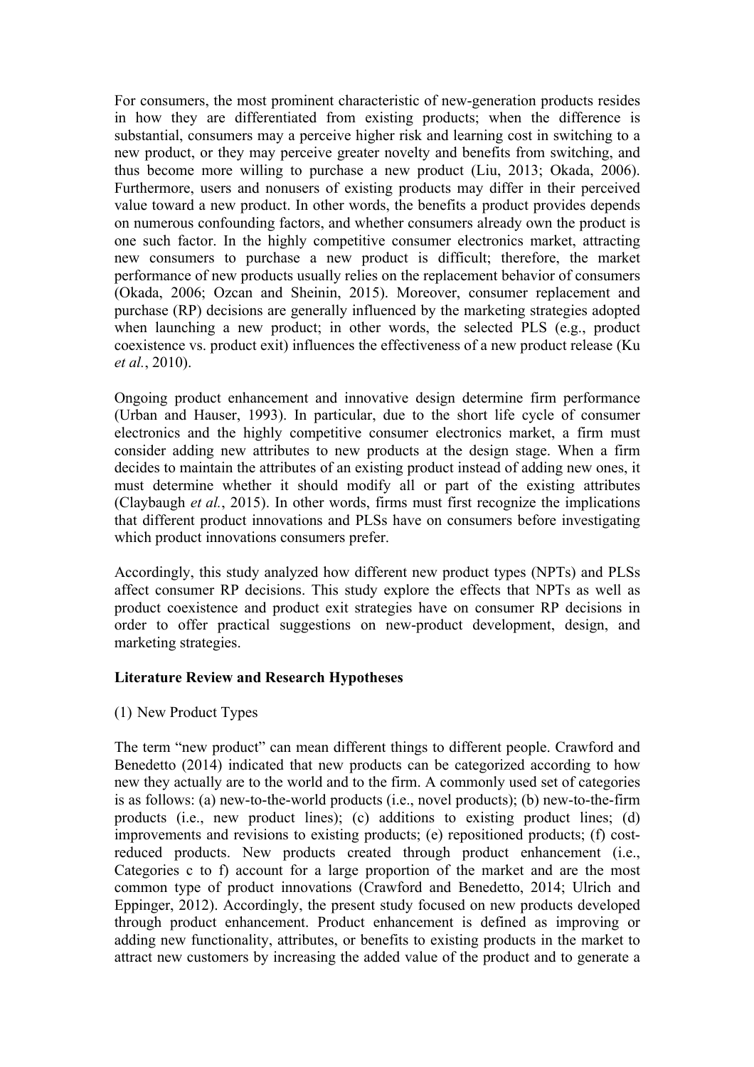For consumers, the most prominent characteristic of new-generation products resides in how they are differentiated from existing products; when the difference is substantial, consumers may a perceive higher risk and learning cost in switching to a new product, or they may perceive greater novelty and benefits from switching, and thus become more willing to purchase a new product (Liu, 2013; Okada, 2006). Furthermore, users and nonusers of existing products may differ in their perceived value toward a new product. In other words, the benefits a product provides depends on numerous confounding factors, and whether consumers already own the product is one such factor. In the highly competitive consumer electronics market, attracting new consumers to purchase a new product is difficult; therefore, the market performance of new products usually relies on the replacement behavior of consumers (Okada, 2006; Ozcan and Sheinin, 2015). Moreover, consumer replacement and purchase (RP) decisions are generally influenced by the marketing strategies adopted when launching a new product; in other words, the selected PLS (e.g., product coexistence vs. product exit) influences the effectiveness of a new product release (Ku *et al.*, 2010).

Ongoing product enhancement and innovative design determine firm performance (Urban and Hauser, 1993). In particular, due to the short life cycle of consumer electronics and the highly competitive consumer electronics market, a firm must consider adding new attributes to new products at the design stage. When a firm decides to maintain the attributes of an existing product instead of adding new ones, it must determine whether it should modify all or part of the existing attributes (Claybaugh *et al.*, 2015). In other words, firms must first recognize the implications that different product innovations and PLSs have on consumers before investigating which product innovations consumers prefer.

Accordingly, this study analyzed how different new product types (NPTs) and PLSs affect consumer RP decisions. This study explore the effects that NPTs as well as product coexistence and product exit strategies have on consumer RP decisions in order to offer practical suggestions on new-product development, design, and marketing strategies.

## Literature Review and Research Hypotheses

### (1) New Product Types

The term "new product" can mean different things to different people. Crawford and Benedetto (2014) indicated that new products can be categorized according to how new they actually are to the world and to the firm. A commonly used set of categories is as follows: (a) new-to-the-world products (i.e., novel products); (b) new-to-the-firm products (i.e., new product lines); (c) additions to existing product lines; (d) improvements and revisions to existing products; (e) repositioned products; (f) cost-reduced products. New products created through product enhancement (i.e., Categories c to f) account for a large proportion of the market and are the most common type of product innovations (Crawford and Benedetto, 2014; Ulrich and Eppinger, 2012). Accordingly, the present study focused on new products developed through product enhancement. Product enhancement is defined as improving or adding new functionality, attributes, or benefits to existing products in the market to attract new customers by increasing the added value of the product and to generate a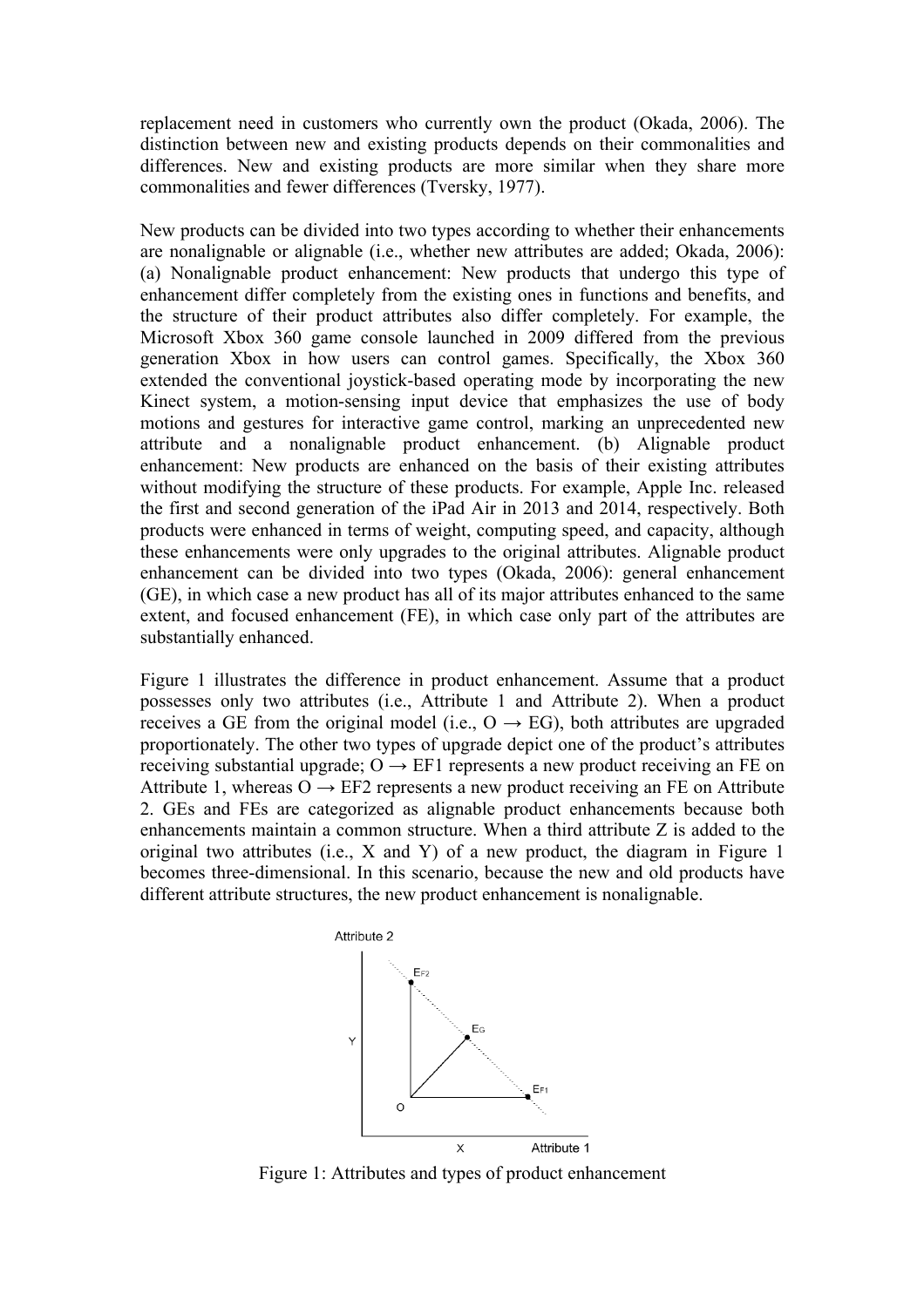replacement need in customers who currently own the product (Okada, 2006). The distinction between new and existing products depends on their commonalities and differences. New and existing products are more similar when they share more commonalities and fewer differences (Tversky, 1977).

New products can be divided into two types according to whether their enhancements are nonalignable or alignable (i.e., whether new attributes are added; Okada, 2006): (a) Nonalignable product enhancement: New products that undergo this type of enhancement differ completely from the existing ones in functions and benefits, and the structure of their product attributes also differ completely. For example, the Microsoft Xbox 360 game console launched in 2009 differed from the previous generation Xbox in how users can control games. Specifically, the Xbox 360 extended the conventional joystick-based operating mode by incorporating the new Kinect system, a motion-sensing input device that emphasizes the use of body motions and gestures for interactive game control, marking an unprecedented new attribute and a nonalignable product enhancement. (b) Alignable product enhancement: New products are enhanced on the basis of their existing attributes without modifying the structure of these products. For example, Apple Inc. released the first and second generation of the iPad Air in 2013 and 2014, respectively. Both products were enhanced in terms of weight, computing speed, and capacity, although these enhancements were only upgrades to the original attributes. Alignable product enhancement can be divided into two types (Okada, 2006): general enhancement (GE), in which case a new product has all of its major attributes enhanced to the same extent, and focused enhancement (FE), in which case only part of the attributes are substantially enhanced.

Figure 1 illustrates the difference in product enhancement. Assume that a product possesses only two attributes (i.e., Attribute 1 and Attribute 2). When a product receives a GE from the original model (i.e., O → EG), both attributes are upgraded proportionately. The other two types of upgrade depict one of the product's attributes receiving substantial upgrade; O → EF1 represents a new product receiving an FE on Attribute 1, whereas O → EF2 represents a new product receiving an FE on Attribute 2. GEs and FEs are categorized as alignable product enhancements because both enhancements maintain a common structure. When a third attribute Z is added to the original two attributes (i.e., X and Y) of a new product, the diagram in Figure 1 becomes three-dimensional. In this scenario, because the new and old products have different attribute structures, the new product enhancement is nonalignable.

Figure 1: Attributes and types of product enhancement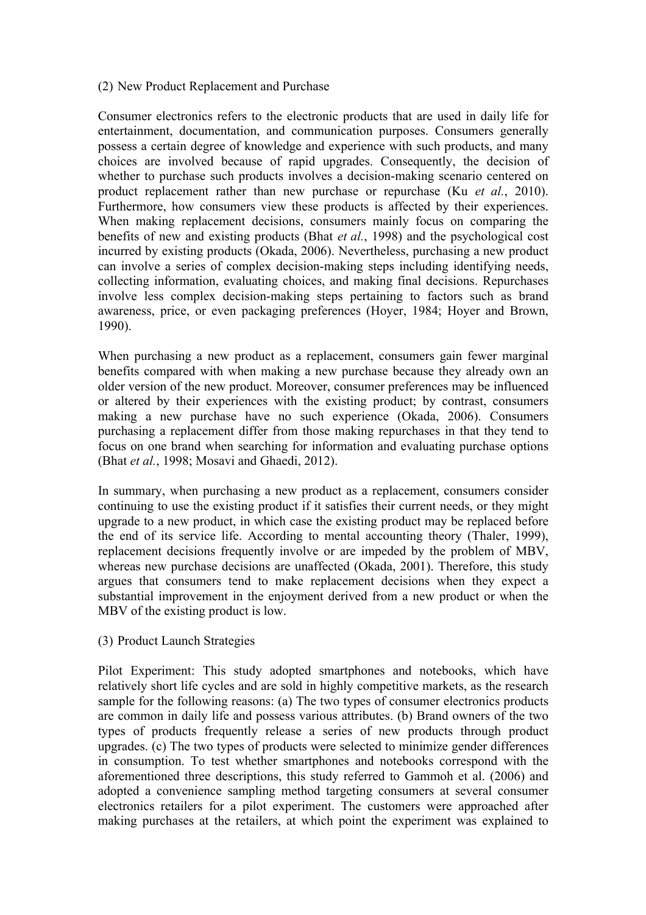(2) New Product Replacement and Purchase

Consumer electronics refers to the electronic products that are used in daily life for entertainment, documentation, and communication purposes. Consumers generally possess a certain degree of knowledge and experience with such products, and many choices are involved because of rapid upgrades. Consequently, the decision of whether to purchase such products involves a decision-making scenario centered on product replacement rather than new purchase or repurchase (Ku *et al.*, 2010). Furthermore, how consumers view these products is affected by their experiences. When making replacement decisions, consumers mainly focus on comparing the benefits of new and existing products (Bhat *et al.*, 1998) and the psychological cost incurred by existing products (Okada, 2006). Nevertheless, purchasing a new product can involve a series of complex decision-making steps including identifying needs, collecting information, evaluating choices, and making final decisions. Repurchases involve less complex decision-making steps pertaining to factors such as brand awareness, price, or even packaging preferences (Hoyer, 1984; Hoyer and Brown, 1990).

When purchasing a new product as a replacement, consumers gain fewer marginal benefits compared with when making a new purchase because they already own an older version of the new product. Moreover, consumer preferences may be influenced or altered by their experiences with the existing product; by contrast, consumers making a new purchase have no such experience (Okada, 2006). Consumers purchasing a replacement differ from those making repurchases in that they tend to focus on one brand when searching for information and evaluating purchase options (Bhat *et al.*, 1998; Mosavi and Ghaedi, 2012).

In summary, when purchasing a new product as a replacement, consumers consider continuing to use the existing product if it satisfies their current needs, or they might upgrade to a new product, in which case the existing product may be replaced before the end of its service life. According to mental accounting theory (Thaler, 1999), replacement decisions frequently involve or are impeded by the problem of MBV, whereas new purchase decisions are unaffected (Okada, 2001). Therefore, this study argues that consumers tend to make replacement decisions when they expect a substantial improvement in the enjoyment derived from a new product or when the MBV of the existing product is low.

(3) Product Launch Strategies

Pilot Experiment: This study adopted smartphones and notebooks, which have relatively short life cycles and are sold in highly competitive markets, as the research sample for the following reasons: (a) The two types of consumer electronics products are common in daily life and possess various attributes. (b) Brand owners of the two types of products frequently release a series of new products through product upgrades. (c) The two types of products were selected to minimize gender differences in consumption. To test whether smartphones and notebooks correspond with the aforementioned three descriptions, this study referred to Gammoh et al. (2006) and adopted a convenience sampling method targeting consumers at several consumer electronics retailers for a pilot experiment. The customers were approached after making purchases at the retailers, at which point the experiment was explained to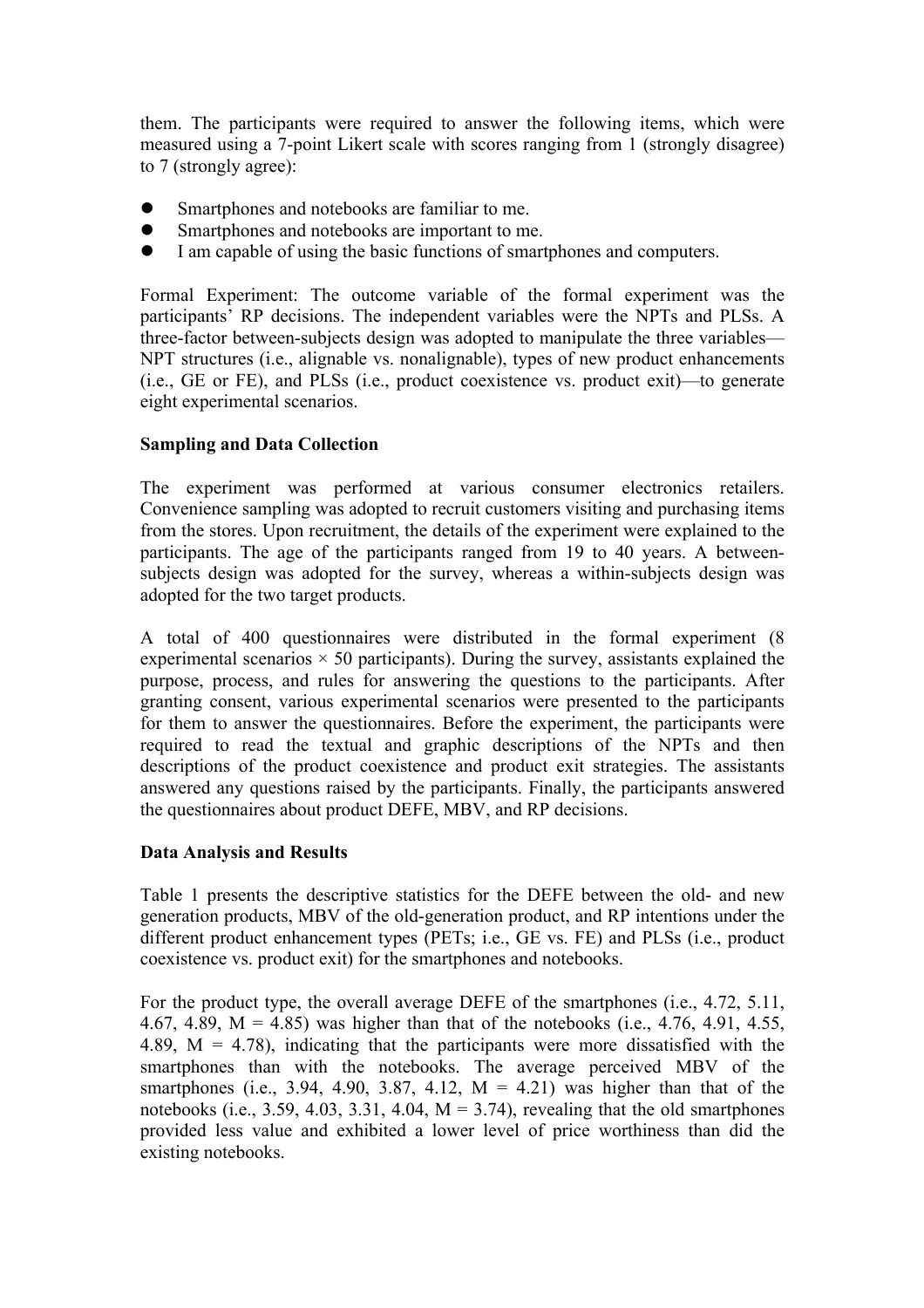them. The participants were required to answer the following items, which were measured using a 7-point Likert scale with scores ranging from 1 (strongly disagree) to 7 (strongly agree):

- Smartphones and notebooks are familiar to me.
- Smartphones and notebooks are important to me.
- I am capable of using the basic functions of smartphones and computers.

Formal Experiment: The outcome variable of the formal experiment was the participants' RP decisions. The independent variables were the NPTs and PLSs. A three-factor between-subjects design was adopted to manipulate the three variables—NPT structures (i.e., alignable vs. nonalignable), types of new product enhancements (i.e., GE or FE), and PLSs (i.e., product coexistence vs. product exit)—to generate eight experimental scenarios.

**Sampling and Data Collection**

The experiment was performed at various consumer electronics retailers. Convenience sampling was adopted to recruit customers visiting and purchasing items from the stores. Upon recruitment, the details of the experiment were explained to the participants. The age of the participants ranged from 19 to 40 years. A between-subjects design was adopted for the survey, whereas a within-subjects design was adopted for the two target products.

A total of 400 questionnaires were distributed in the formal experiment (8 experimental scenarios × 50 participants). During the survey, assistants explained the purpose, process, and rules for answering the questions to the participants. After granting consent, various experimental scenarios were presented to the participants for them to answer the questionnaires. Before the experiment, the participants were required to read the textual and graphic descriptions of the NPTs and then descriptions of the product coexistence and product exit strategies. The assistants answered any questions raised by the participants. Finally, the participants answered the questionnaires about product DEFE, MBV, and RP decisions.

**Data Analysis and Results**

Table 1 presents the descriptive statistics for the DEFE between the old- and new generation products, MBV of the old-generation product, and RP intentions under the different product enhancement types (PETs; i.e., GE vs. FE) and PLSs (i.e., product coexistence vs. product exit) for the smartphones and notebooks.

For the product type, the overall average DEFE of the smartphones (i.e., 4.72, 5.11, 4.67, 4.89, M = 4.85) was higher than that of the notebooks (i.e., 4.76, 4.91, 4.55, 4.89, M = 4.78), indicating that the participants were more dissatisfied with the smartphones than with the notebooks. The average perceived MBV of the smartphones (i.e., 3.94, 4.90, 3.87, 4.12, M = 4.21) was higher than that of the notebooks (i.e., 3.59, 4.03, 3.31, 4.04, M = 3.74), revealing that the old smartphones provided less value and exhibited a lower level of price worthiness than did the existing notebooks.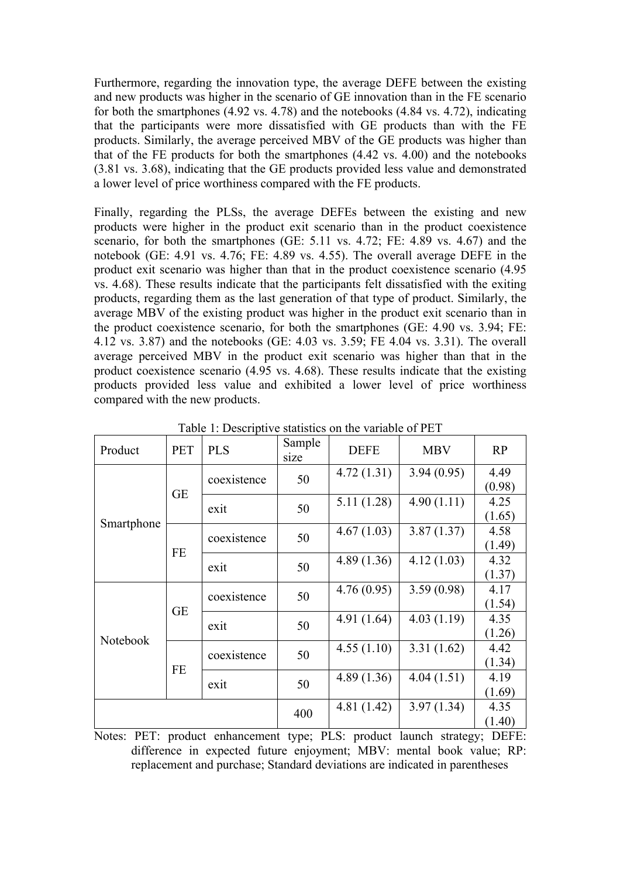Furthermore, regarding the innovation type, the average DEFE between the existing and new products was higher in the scenario of GE innovation than in the FE scenario for both the smartphones (4.92 vs. 4.78) and the notebooks (4.84 vs. 4.72), indicating that the participants were more dissatisfied with GE products than with the FE products. Similarly, the average perceived MBV of the GE products was higher than that of the FE products for both the smartphones (4.42 vs. 4.00) and the notebooks (3.81 vs. 3.68), indicating that the GE products provided less value and demonstrated a lower level of price worthiness compared with the FE products.

Finally, regarding the PLSs, the average DEFEs between the existing and new products were higher in the product exit scenario than in the product coexistence scenario, for both the smartphones (GE: 5.11 vs. 4.72; FE: 4.89 vs. 4.67) and the notebook (GE: 4.91 vs. 4.76; FE: 4.89 vs. 4.55). The overall average DEFE in the product exit scenario was higher than that in the product coexistence scenario (4.95 vs. 4.68). These results indicate that the participants felt dissatisfied with the exiting products, regarding them as the last generation of that type of product. Similarly, the average MBV of the existing product was higher in the product exit scenario than in the product coexistence scenario, for both the smartphones (GE: 4.90 vs. 3.94; FE: 4.12 vs. 3.87) and the notebooks (GE: 4.03 vs. 3.59; FE 4.04 vs. 3.31). The overall average perceived MBV in the product exit scenario was higher than that in the product coexistence scenario (4.95 vs. 4.68). These results indicate that the existing products provided less value and exhibited a lower level of price worthiness compared with the new products.

Table 1: Descriptive statistics on the variable of PET

| Product | PET | PLS | Sample size | DEFE | MBV | RP |
|---|---|---|---|---|---|---|
| Smartphone | GE | coexistence | 50 | 4.72 (1.31) | 3.94 (0.95) | 4.49 (0.98) |
| | | exit | 50 | 5.11 (1.28) | 4.90 (1.11) | 4.25 (1.65) |
| | FE | coexistence | 50 | 4.67 (1.03) | 3.87 (1.37) | 4.58 (1.49) |
| | | exit | 50 | 4.89 (1.36) | 4.12 (1.03) | 4.32 (1.37) |
| Notebook | GE | coexistence | 50 | 4.76 (0.95) | 3.59 (0.98) | 4.17 (1.54) |
| | | exit | 50 | 4.91 (1.64) | 4.03 (1.19) | 4.35 (1.26) |
| | FE | coexistence | 50 | 4.55 (1.10) | 3.31 (1.62) | 4.42 (1.34) |
| | | exit | 50 | 4.89 (1.36) | 4.04 (1.51) | 4.19 (1.69) |
| | | | 400 | 4.81 (1.42) | 3.97 (1.34) | 4.35 (1.40) |

Notes: PET: product enhancement type; PLS: product launch strategy; DEFE: difference in expected future enjoyment; MBV: mental book value; RP: replacement and purchase; Standard deviations are indicated in parentheses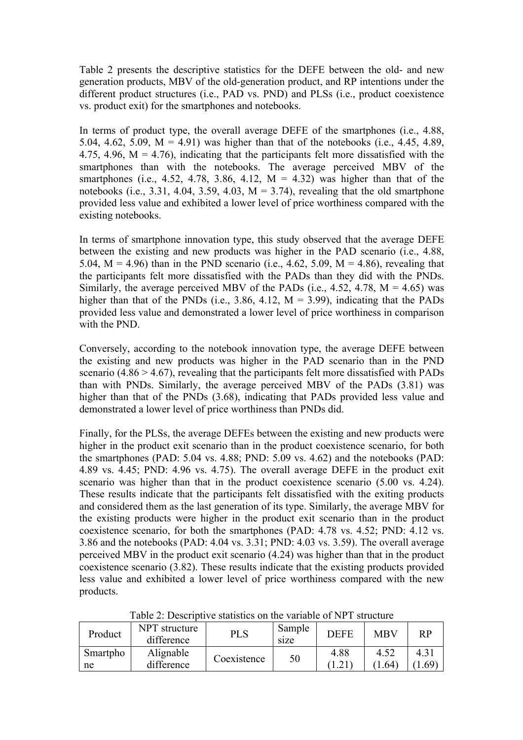Table 2 presents the descriptive statistics for the DEFE between the old- and new generation products, MBV of the old-generation product, and RP intentions under the different product structures (i.e., PAD vs. PND) and PLSs (i.e., product coexistence vs. product exit) for the smartphones and notebooks.

In terms of product type, the overall average DEFE of the smartphones (i.e., 4.88, 5.04, 4.62, 5.09, M = 4.91) was higher than that of the notebooks (i.e., 4.45, 4.89, 4.75, 4.96, M = 4.76), indicating that the participants felt more dissatisfied with the smartphones than with the notebooks. The average perceived MBV of the smartphones (i.e., 4.52, 4.78, 3.86, 4.12, M = 4.32) was higher than that of the notebooks (i.e., 3.31, 4.04, 3.59, 4.03, M = 3.74), revealing that the old smartphone provided less value and exhibited a lower level of price worthiness compared with the existing notebooks.

In terms of smartphone innovation type, this study observed that the average DEFE between the existing and new products was higher in the PAD scenario (i.e., 4.88, 5.04, M = 4.96) than in the PND scenario (i.e., 4.62, 5.09, M = 4.86), revealing that the participants felt more dissatisfied with the PADs than they did with the PNDs. Similarly, the average perceived MBV of the PADs (i.e., 4.52, 4.78, M = 4.65) was higher than that of the PNDs (i.e., 3.86, 4.12, M = 3.99), indicating that the PADs provided less value and demonstrated a lower level of price worthiness in comparison with the PND.

Conversely, according to the notebook innovation type, the average DEFE between the existing and new products was higher in the PAD scenario than in the PND scenario (4.86 > 4.67), revealing that the participants felt more dissatisfied with PADs than with PNDs. Similarly, the average perceived MBV of the PADs (3.81) was higher than that of the PNDs (3.68), indicating that PADs provided less value and demonstrated a lower level of price worthiness than PNDs did.

Finally, for the PLSs, the average DEFEs between the existing and new products were higher in the product exit scenario than in the product coexistence scenario, for both the smartphones (PAD: 5.04 vs. 4.88; PND: 5.09 vs. 4.62) and the notebooks (PAD: 4.89 vs. 4.45; PND: 4.96 vs. 4.75). The overall average DEFE in the product exit scenario was higher than that in the product coexistence scenario (5.00 vs. 4.24). These results indicate that the participants felt dissatisfied with the exiting products and considered them as the last generation of its type. Similarly, the average MBV for the existing products were higher in the product exit scenario than in the product coexistence scenario, for both the smartphones (PAD: 4.78 vs. 4.52; PND: 4.12 vs. 3.86 and the notebooks (PAD: 4.04 vs. 3.31; PND: 4.03 vs. 3.59). The overall average perceived MBV in the product exit scenario (4.24) was higher than that in the product coexistence scenario (3.82). These results indicate that the existing products provided less value and exhibited a lower level of price worthiness compared with the new products.

Table 2: Descriptive statistics on the variable of NPT structure

| Product | NPT structure difference | PLS | Sample size | DEFE | MBV | RP |
|---|---|---|---|---|---|---|
| Smartphone | Alignable difference | Coexistence | 50 | 4.88 (1.21) | 4.52 (1.64) | 4.31 (1.69) |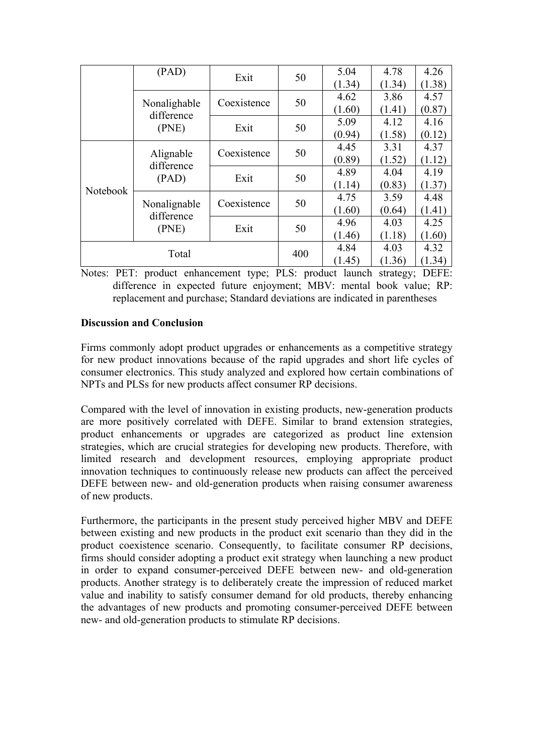|  | (PAD) | Exit | 50 | 5.04 (1.34) | 4.78 (1.34) | 4.26 (1.38) |
|---|---|---|---|---|---|---|
|  | Nonalighable difference (PNE) | Coexistence | 50 | 4.62 (1.60) | 3.86 (1.41) | 4.57 (0.87) |
|  |  | Exit | 50 | 5.09 (0.94) | 4.12 (1.58) | 4.16 (0.12) |
| Notebook | Alignable difference (PAD) | Coexistence | 50 | 4.45 (0.89) | 3.31 (1.52) | 4.37 (1.12) |
|  |  | Exit | 50 | 4.89 (1.14) | 4.04 (0.83) | 4.19 (1.37) |
|  | Nonalignable difference (PNE) | Coexistence | 50 | 4.75 (1.60) | 3.59 (0.64) | 4.48 (1.41) |
|  |  | Exit | 50 | 4.96 (1.46) | 4.03 (1.18) | 4.25 (1.60) |
| Total |  |  | 400 | 4.84 (1.45) | 4.03 (1.36) | 4.32 (1.34) |

Notes: PET: product enhancement type; PLS: product launch strategy; DEFE: difference in expected future enjoyment; MBV: mental book value; RP: replacement and purchase; Standard deviations are indicated in parentheses

**Discussion and Conclusion**

Firms commonly adopt product upgrades or enhancements as a competitive strategy for new product innovations because of the rapid upgrades and short life cycles of consumer electronics. This study analyzed and explored how certain combinations of NPTs and PLSs for new products affect consumer RP decisions.

Compared with the level of innovation in existing products, new-generation products are more positively correlated with DEFE. Similar to brand extension strategies, product enhancements or upgrades are categorized as product line extension strategies, which are crucial strategies for developing new products. Therefore, with limited research and development resources, employing appropriate product innovation techniques to continuously release new products can affect the perceived DEFE between new- and old-generation products when raising consumer awareness of new products.

Furthermore, the participants in the present study perceived higher MBV and DEFE between existing and new products in the product exit scenario than they did in the product coexistence scenario. Consequently, to facilitate consumer RP decisions, firms should consider adopting a product exit strategy when launching a new product in order to expand consumer-perceived DEFE between new- and old-generation products. Another strategy is to deliberately create the impression of reduced market value and inability to satisfy consumer demand for old products, thereby enhancing the advantages of new products and promoting consumer-perceived DEFE between new- and old-generation products to stimulate RP decisions.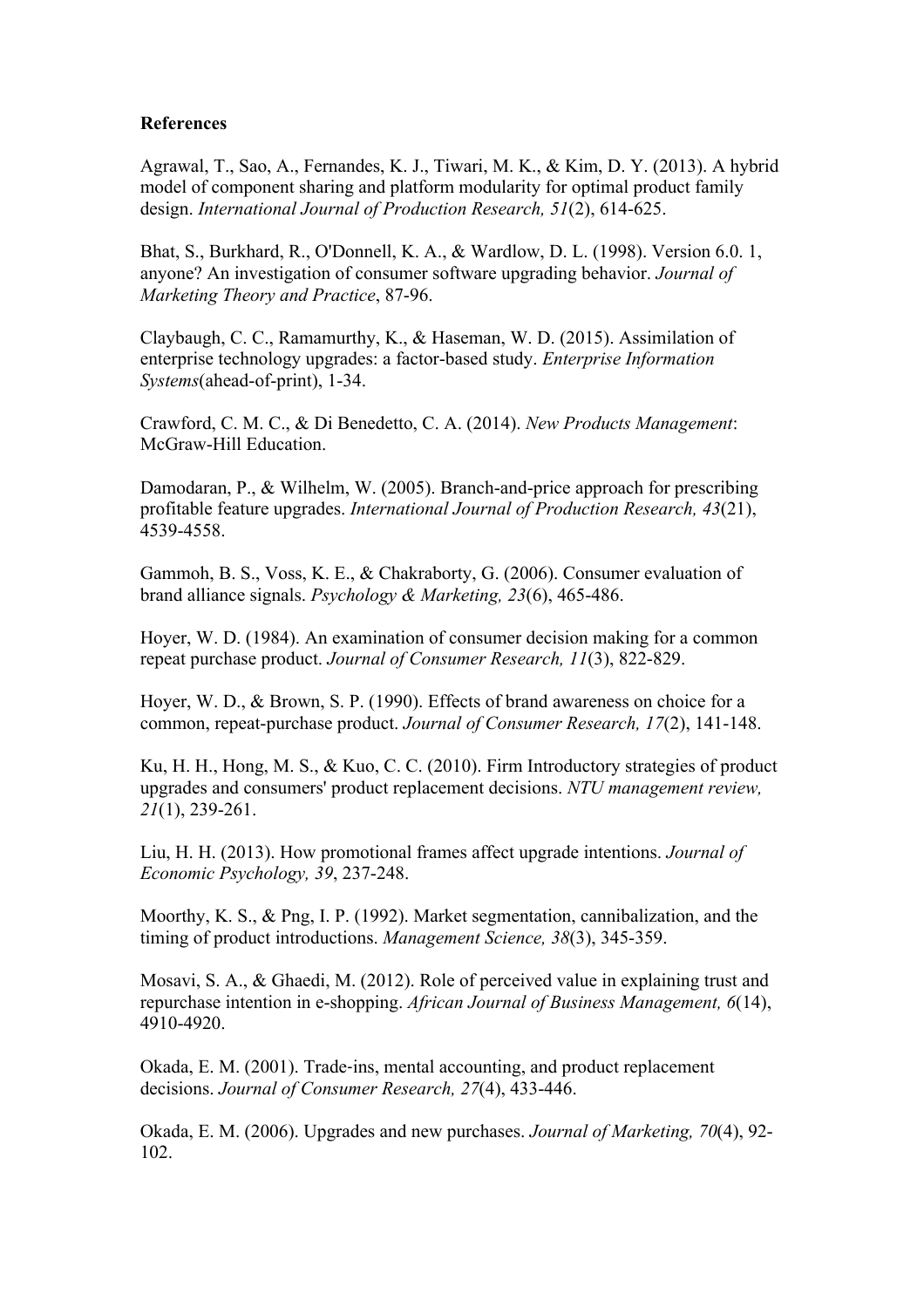**References**

Agrawal, T., Sao, A., Fernandes, K. J., Tiwari, M. K., & Kim, D. Y. (2013). A hybrid model of component sharing and platform modularity for optimal product family design. *International Journal of Production Research, 51*(2), 614-625.

Bhat, S., Burkhard, R., O'Donnell, K. A., & Wardlow, D. L. (1998). Version 6.0. 1, anyone? An investigation of consumer software upgrading behavior. *Journal of Marketing Theory and Practice*, 87-96.

Claybaugh, C. C., Ramamurthy, K., & Haseman, W. D. (2015). Assimilation of enterprise technology upgrades: a factor-based study. *Enterprise Information Systems*(ahead-of-print), 1-34.

Crawford, C. M. C., & Di Benedetto, C. A. (2014). *New Products Management*: McGraw-Hill Education.

Damodaran, P., & Wilhelm, W. (2005). Branch-and-price approach for prescribing profitable feature upgrades. *International Journal of Production Research, 43*(21), 4539-4558.

Gammoh, B. S., Voss, K. E., & Chakraborty, G. (2006). Consumer evaluation of brand alliance signals. *Psychology & Marketing, 23*(6), 465-486.

Hoyer, W. D. (1984). An examination of consumer decision making for a common repeat purchase product. *Journal of Consumer Research, 11*(3), 822-829.

Hoyer, W. D., & Brown, S. P. (1990). Effects of brand awareness on choice for a common, repeat-purchase product. *Journal of Consumer Research, 17*(2), 141-148.

Ku, H. H., Hong, M. S., & Kuo, C. C. (2010). Firm Introductory strategies of product upgrades and consumers' product replacement decisions. *NTU management review, 21*(1), 239-261.

Liu, H. H. (2013). How promotional frames affect upgrade intentions. *Journal of Economic Psychology, 39*, 237-248.

Moorthy, K. S., & Png, I. P. (1992). Market segmentation, cannibalization, and the timing of product introductions. *Management Science, 38*(3), 345-359.

Mosavi, S. A., & Ghaedi, M. (2012). Role of perceived value in explaining trust and repurchase intention in e-shopping. *African Journal of Business Management, 6*(14), 4910-4920.

Okada, E. M. (2001). Trade-ins, mental accounting, and product replacement decisions. *Journal of Consumer Research, 27*(4), 433-446.

Okada, E. M. (2006). Upgrades and new purchases. *Journal of Marketing, 70*(4), 92-102.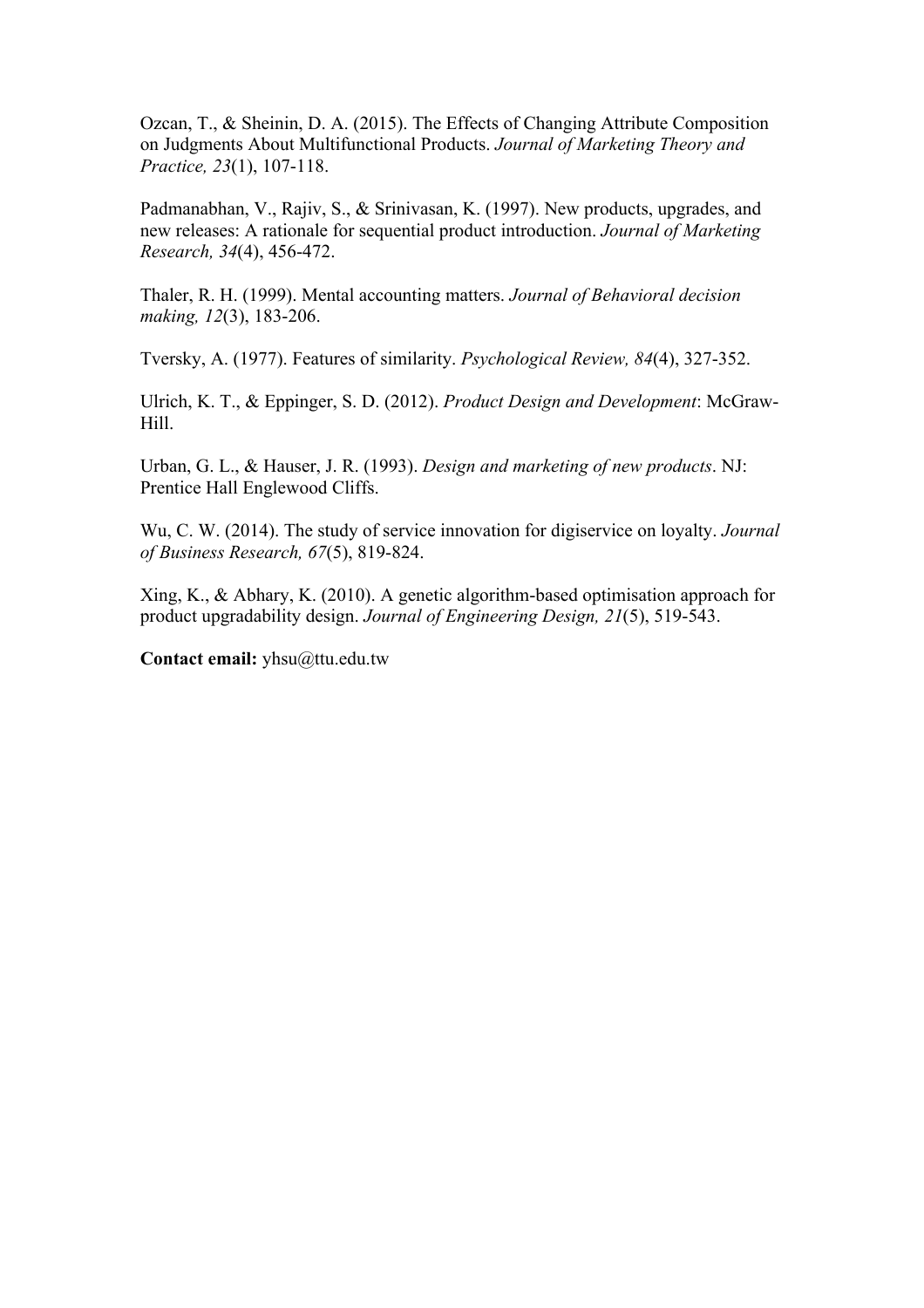Ozcan, T., & Sheinin, D. A. (2015). The Effects of Changing Attribute Composition on Judgments About Multifunctional Products. *Journal of Marketing Theory and Practice, 23*(1), 107-118.

Padmanabhan, V., Rajiv, S., & Srinivasan, K. (1997). New products, upgrades, and new releases: A rationale for sequential product introduction. *Journal of Marketing Research, 34*(4), 456-472.

Thaler, R. H. (1999). Mental accounting matters. *Journal of Behavioral decision making, 12*(3), 183-206.

Tversky, A. (1977). Features of similarity. *Psychological Review, 84*(4), 327-352.

Ulrich, K. T., & Eppinger, S. D. (2012). *Product Design and Development*: McGraw-Hill.

Urban, G. L., & Hauser, J. R. (1993). *Design and marketing of new products*. NJ: Prentice Hall Englewood Cliffs.

Wu, C. W. (2014). The study of service innovation for digiservice on loyalty. *Journal of Business Research, 67*(5), 819-824.

Xing, K., & Abhary, K. (2010). A genetic algorithm-based optimisation approach for product upgradability design. *Journal of Engineering Design, 21*(5), 519-543.

**Contact email:** yhsu@ttu.edu.tw